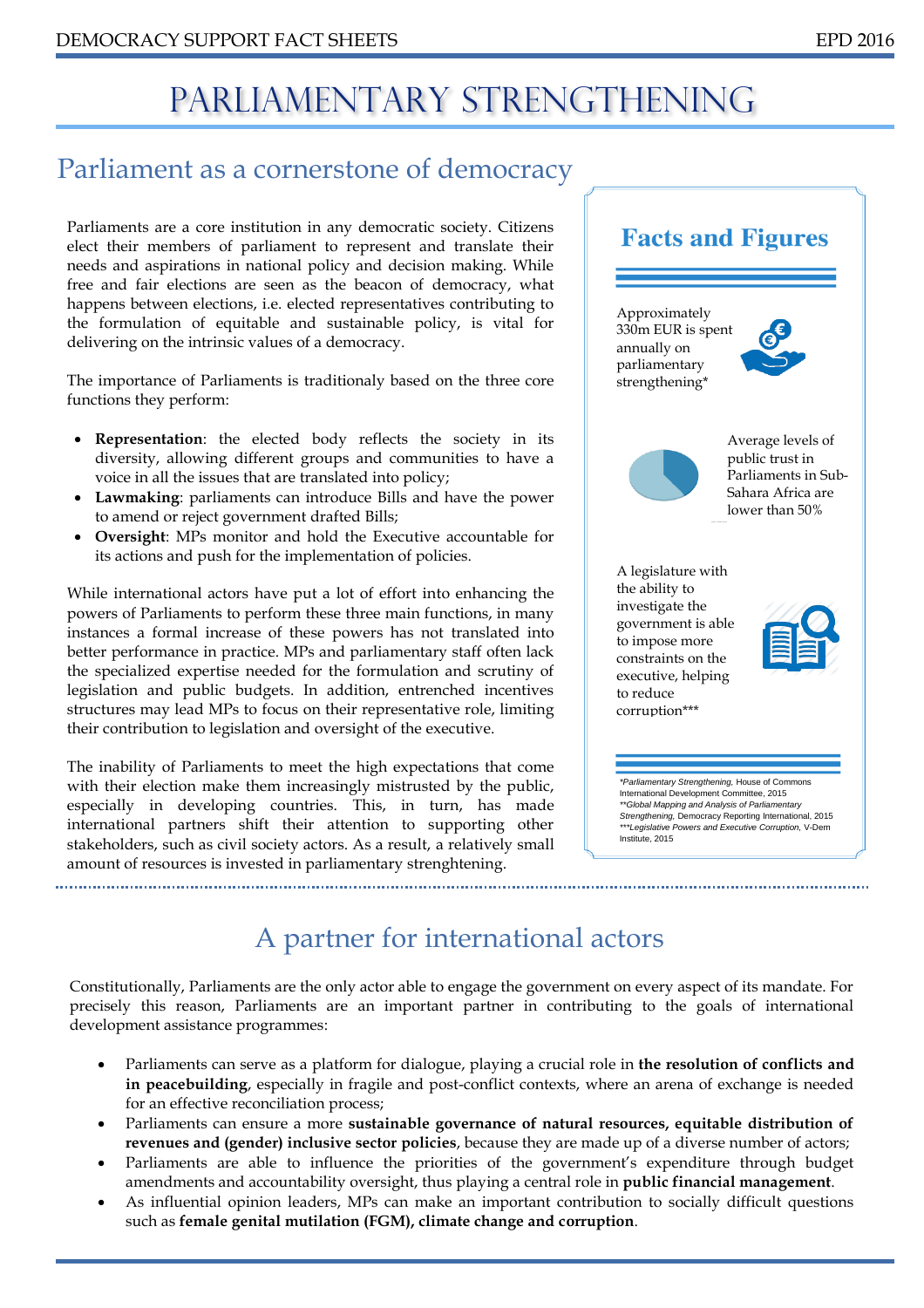# PARLIAMENTARY STRENGTHENING

## Parliament as a cornerstone of democracy

Parliaments are a core institution in any democratic society. Citizens elect their members of parliament to represent and translate their needs and aspirations in national policy and decision making. While free and fair elections are seen as the beacon of democracy, what happens between elections, i.e. elected representatives contributing to the formulation of equitable and sustainable policy, is vital for delivering on the intrinsic values of a democracy.

The importance of Parliaments is traditionaly based on the three core functions they perform:

- **Representation**: the elected body reflects the society in its diversity, allowing different groups and communities to have a voice in all the issues that are translated into policy;
- **Lawmaking**: parliaments can introduce Bills and have the power to amend or reject government drafted Bills;
- **Oversight**: MPs monitor and hold the Executive accountable for its actions and push for the implementation of policies.

While international actors have put a lot of effort into enhancing the powers of Parliaments to perform these three main functions, in many instances a formal increase of these powers has not translated into better performance in practice. MPs and parliamentary staff often lack the specialized expertise needed for the formulation and scrutiny of legislation and public budgets. In addition, entrenched incentives structures may lead MPs to focus on their representative role, limiting their contribution to legislation and oversight of the executive.

The inability of Parliaments to meet the high expectations that come with their election make them increasingly mistrusted by the public, especially in developing countries. This, in turn, has made international partners shift their attention to supporting other stakeholders, such as civil society actors. As a result, a relatively small amount of resources is invested in parliamentary strenghtening.

### Facts and Figures

Approximately 330m EUR is spent annually on parliamentary strengthening*

Average levels of public trust in Parliaments in Sub-Sahara Africa are lower than 50%

A legislature with the ability to investigate the government is able to impose more constraints on the executive, helping to reduce corruption***

*\*Parliamentary Strengthening,* House of Commons International Development Committee, 2015
*\*\*Global Mapping and Analysis of Parliamentary Strengthening,* Democracy Reporting International, 2015
*\*\*\*Legislative Powers and Executive Corruption,* V-Dem Institute, 2015

## A partner for international actors

Constitutionally, Parliaments are the only actor able to engage the government on every aspect of its mandate. For precisely this reason, Parliaments are an important partner in contributing to the goals of international development assistance programmes:

- Parliaments can serve as a platform for dialogue, playing a crucial role in **the resolution of conflicts and in peacebuilding**, especially in fragile and post-conflict contexts, where an arena of exchange is needed for an effective reconciliation process;
- Parliaments can ensure a more **sustainable governance of natural resources, equitable distribution of revenues and (gender) inclusive sector policies**, because they are made up of a diverse number of actors;
- Parliaments are able to influence the priorities of the government's expenditure through budget amendments and accountability oversight, thus playing a central role in **public financial management**.
- As influential opinion leaders, MPs can make an important contribution to socially difficult questions such as **female genital mutilation (FGM), climate change and corruption**.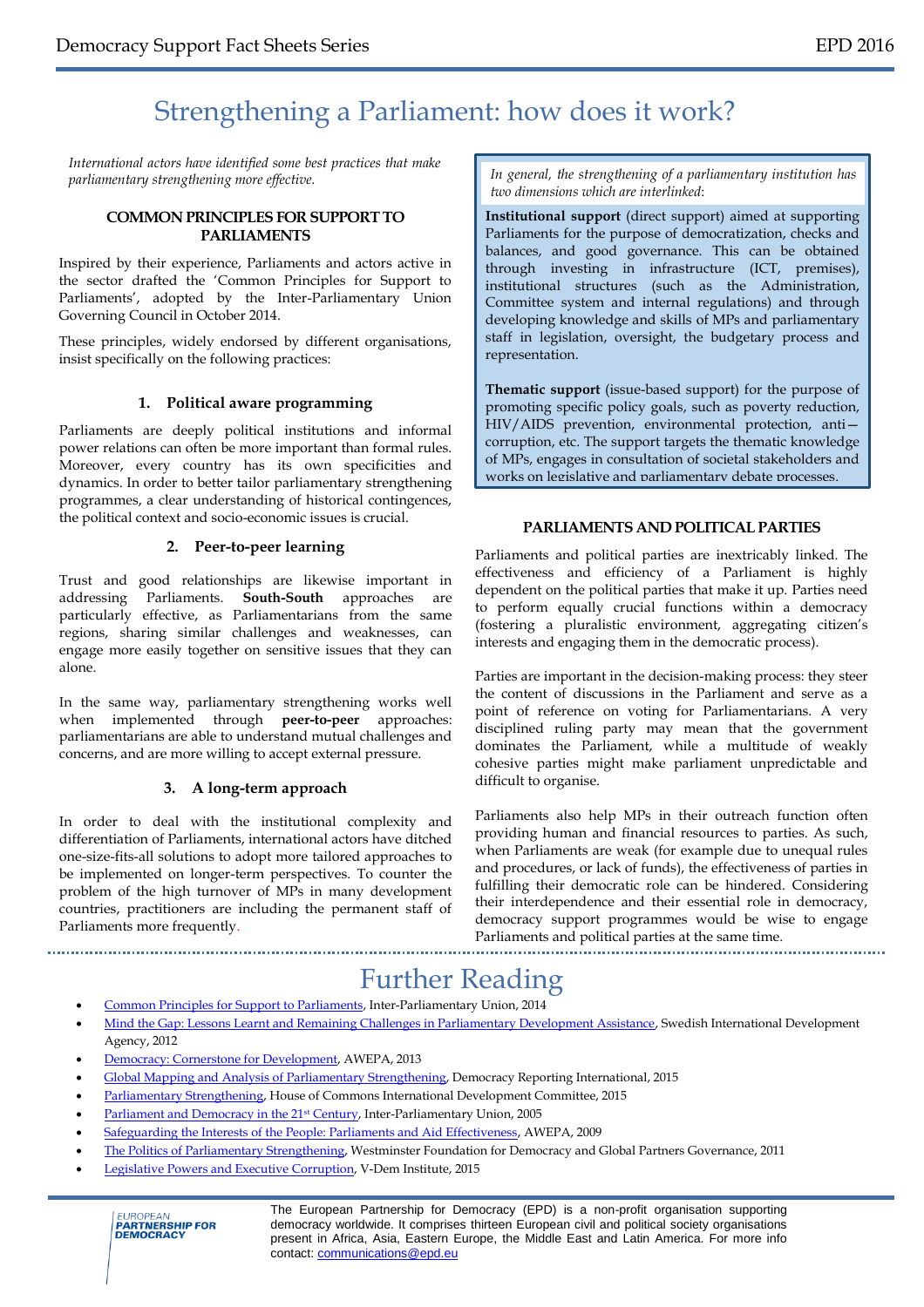# Strengthening a Parliament: how does it work?

*International actors have identified some best practices that make parliamentary strengthening more effective.*

## COMMON PRINCIPLES FOR SUPPORT TO PARLIAMENTS

Inspired by their experience, Parliaments and actors active in the sector drafted the 'Common Principles for Support to Parliaments', adopted by the Inter-Parliamentary Union Governing Council in October 2014.

These principles, widely endorsed by different organisations, insist specifically on the following practices:

### 1. Political aware programming

Parliaments are deeply political institutions and informal power relations can often be more important than formal rules. Moreover, every country has its own specificities and dynamics. In order to better tailor parliamentary strengthening programmes, a clear understanding of historical contingences, the political context and socio-economic issues is crucial.

### 2. Peer-to-peer learning

Trust and good relationships are likewise important in addressing Parliaments. **South-South** approaches are particularly effective, as Parliamentarians from the same regions, sharing similar challenges and weaknesses, can engage more easily together on sensitive issues that they can alone.

In the same way, parliamentary strengthening works well when implemented through **peer-to-peer** approaches: parliamentarians are able to understand mutual challenges and concerns, and are more willing to accept external pressure.

### 3. A long-term approach

In order to deal with the institutional complexity and differentiation of Parliaments, international actors have ditched one-size-fits-all solutions to adopt more tailored approaches to be implemented on longer-term perspectives. To counter the problem of the high turnover of MPs in many development countries, practitioners are including the permanent staff of Parliaments more frequently.

*In general, the strengthening of a parliamentary institution has two dimensions which are interlinked:*

**Institutional support** (direct support) aimed at supporting Parliaments for the purpose of democratization, checks and balances, and good governance. This can be obtained through investing in infrastructure (ICT, premises), institutional structures (such as the Administration, Committee system and internal regulations) and through developing knowledge and skills of MPs and parliamentary staff in legislation, oversight, the budgetary process and representation.

**Thematic support** (issue-based support) for the purpose of promoting specific policy goals, such as poverty reduction, HIV/AIDS prevention, environmental protection, anti—corruption, etc. The support targets the thematic knowledge of MPs, engages in consultation of societal stakeholders and works on legislative and parliamentary debate processes.

## PARLIAMENTS AND POLITICAL PARTIES

Parliaments and political parties are inextricably linked. The effectiveness and efficiency of a Parliament is highly dependent on the political parties that make it up. Parties need to perform equally crucial functions within a democracy (fostering a pluralistic environment, aggregating citizen's interests and engaging them in the democratic process).

Parties are important in the decision-making process: they steer the content of discussions in the Parliament and serve as a point of reference on voting for Parliamentarians. A very disciplined ruling party may mean that the government dominates the Parliament, while a multitude of weakly cohesive parties might make parliament unpredictable and difficult to organise.

Parliaments also help MPs in their outreach function often providing human and financial resources to parties. As such, when Parliaments are weak (for example due to unequal rules and procedures, or lack of funds), the effectiveness of parties in fulfilling their democratic role can be hindered. Considering their interdependence and their essential role in democracy, democracy support programmes would be wise to engage Parliaments and political parties at the same time.

# Further Reading

- Common Principles for Support to Parliaments, Inter-Parliamentary Union, 2014
- Mind the Gap: Lessons Learnt and Remaining Challenges in Parliamentary Development Assistance, Swedish International Development Agency, 2012
- Democracy: Cornerstone for Development, AWEPA, 2013
- Global Mapping and Analysis of Parliamentary Strengthening, Democracy Reporting International, 2015
- Parliamentary Strengthening, House of Commons International Development Committee, 2015
- Parliament and Democracy in the 21st Century, Inter-Parliamentary Union, 2005
- Safeguarding the Interests of the People: Parliaments and Aid Effectiveness, AWEPA, 2009
- The Politics of Parliamentary Strengthening, Westminster Foundation for Democracy and Global Partners Governance, 2011
- Legislative Powers and Executive Corruption, V-Dem Institute, 2015

EUROPEAN PARTNERSHIP FOR DEMOCRACY

The European Partnership for Democracy (EPD) is a non-profit organisation supporting democracy worldwide. It comprises thirteen European civil and political society organisations present in Africa, Asia, Eastern Europe, the Middle East and Latin America. For more info contact: communications@epd.eu